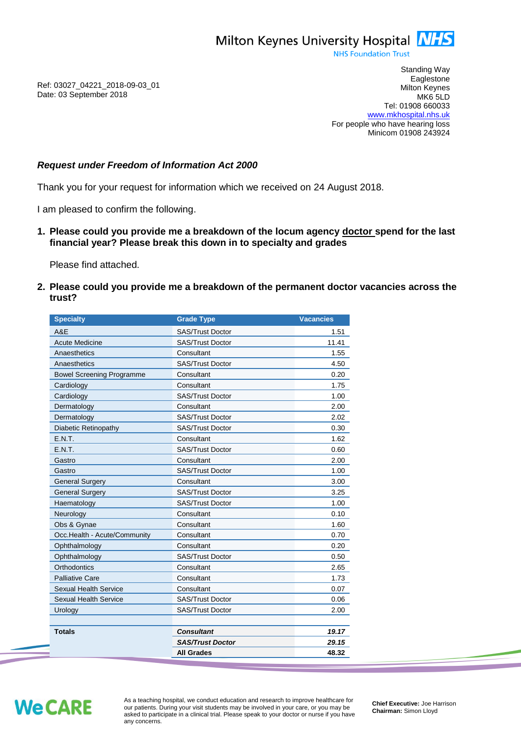Milton Keynes University Hospital NHS
NHS Foundation Trust

Ref: 03027_04221_2018-09-03_01
Date: 03 September 2018

Standing Way
Eaglestone
Milton Keynes
MK6 5LD
Tel: 01908 660033
www.mkhospital.nhs.uk
For people who have hearing loss
Minicom 01908 243924

***Request under Freedom of Information Act 2000***

Thank you for your request for information which we received on 24 August 2018.

I am pleased to confirm the following.

1. **Please could you provide me a breakdown of the locum agency doctor spend for the last financial year? Please break this down in to specialty and grades**

   Please find attached.

2. **Please could you provide me a breakdown of the permanent doctor vacancies across the trust?**

| Specialty | Grade Type | Vacancies |
|---|---|---|
| A&E | SAS/Trust Doctor | 1.51 |
| Acute Medicine | SAS/Trust Doctor | 11.41 |
| Anaesthetics | Consultant | 1.55 |
| Anaesthetics | SAS/Trust Doctor | 4.50 |
| Bowel Screening Programme | Consultant | 0.20 |
| Cardiology | Consultant | 1.75 |
| Cardiology | SAS/Trust Doctor | 1.00 |
| Dermatology | Consultant | 2.00 |
| Dermatology | SAS/Trust Doctor | 2.02 |
| Diabetic Retinopathy | SAS/Trust Doctor | 0.30 |
| E.N.T. | Consultant | 1.62 |
| E.N.T. | SAS/Trust Doctor | 0.60 |
| Gastro | Consultant | 2.00 |
| Gastro | SAS/Trust Doctor | 1.00 |
| General Surgery | Consultant | 3.00 |
| General Surgery | SAS/Trust Doctor | 3.25 |
| Haematology | SAS/Trust Doctor | 1.00 |
| Neurology | Consultant | 0.10 |
| Obs & Gynae | Consultant | 1.60 |
| Occ.Health - Acute/Community | Consultant | 0.70 |
| Ophthalmology | Consultant | 0.20 |
| Ophthalmology | SAS/Trust Doctor | 0.50 |
| Orthodontics | Consultant | 2.65 |
| Palliative Care | Consultant | 1.73 |
| Sexual Health Service | Consultant | 0.07 |
| Sexual Health Service | SAS/Trust Doctor | 0.06 |
| Urology | SAS/Trust Doctor | 2.00 |
| | | |
| **Totals** | ***Consultant*** | ***19.17*** |
| | ***SAS/Trust Doctor*** | ***29.15*** |
| | **All Grades** | **48.32** |

WeCARE

As a teaching hospital, we conduct education and research to improve healthcare for our patients. During your visit students may be involved in your care, or you may be asked to participate in a clinical trial. Please speak to your doctor or nurse if you have any concerns.

**Chief Executive:** Joe Harrison
**Chairman:** Simon Lloyd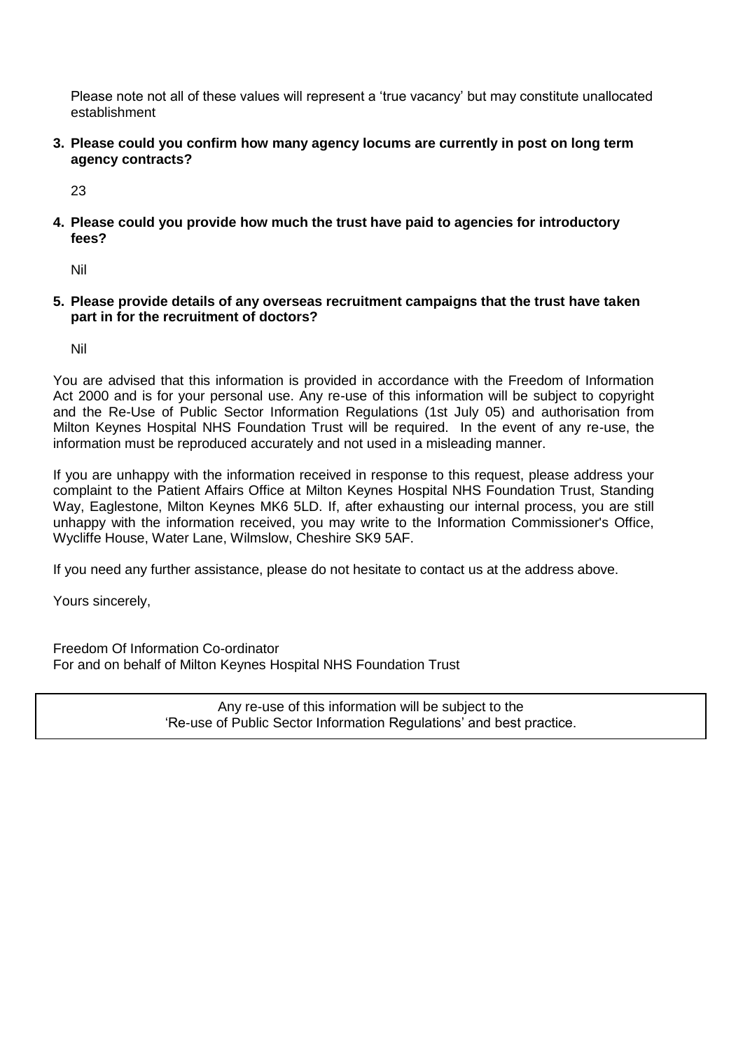Please note not all of these values will represent a 'true vacancy' but may constitute unallocated establishment

3. **Please could you confirm how many agency locums are currently in post on long term agency contracts?**

   23

4. **Please could you provide how much the trust have paid to agencies for introductory fees?**

   Nil

5. **Please provide details of any overseas recruitment campaigns that the trust have taken part in for the recruitment of doctors?**

   Nil

You are advised that this information is provided in accordance with the Freedom of Information Act 2000 and is for your personal use. Any re-use of this information will be subject to copyright and the Re-Use of Public Sector Information Regulations (1st July 05) and authorisation from Milton Keynes Hospital NHS Foundation Trust will be required. In the event of any re-use, the information must be reproduced accurately and not used in a misleading manner.

If you are unhappy with the information received in response to this request, please address your complaint to the Patient Affairs Office at Milton Keynes Hospital NHS Foundation Trust, Standing Way, Eaglestone, Milton Keynes MK6 5LD. If, after exhausting our internal process, you are still unhappy with the information received, you may write to the Information Commissioner's Office, Wycliffe House, Water Lane, Wilmslow, Cheshire SK9 5AF.

If you need any further assistance, please do not hesitate to contact us at the address above.

Yours sincerely,

Freedom Of Information Co-ordinator
For and on behalf of Milton Keynes Hospital NHS Foundation Trust

| |
|---|
| Any re-use of this information will be subject to the 'Re-use of Public Sector Information Regulations' and best practice. |